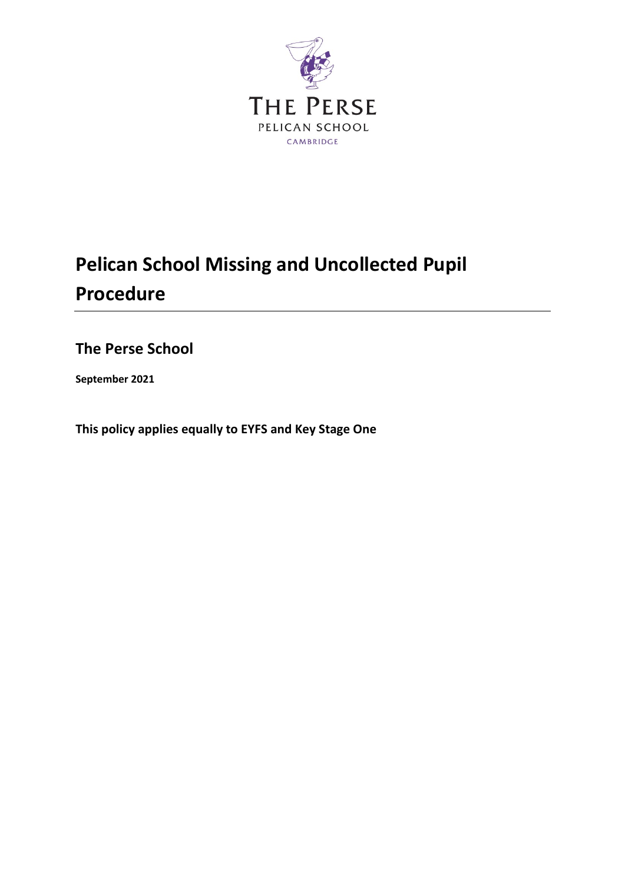THE PERSE

PELICAN SCHOOL

CAMBRIDGE

# Pelican School Missing and Uncollected Pupil Procedure

## The Perse School

**September 2021**

**This policy applies equally to EYFS and Key Stage One**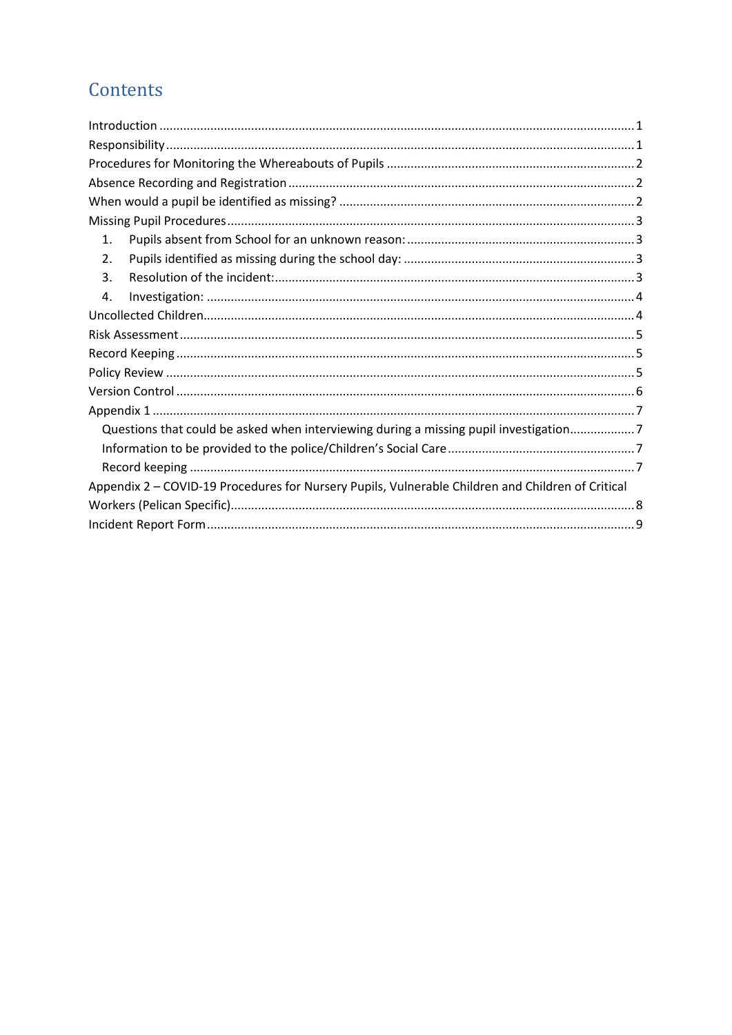# Contents

Introduction ..... 1
Responsibility ..... 1
Procedures for Monitoring the Whereabouts of Pupils ..... 2
Absence Recording and Registration ..... 2
When would a pupil be identified as missing? ..... 2
Missing Pupil Procedures ..... 3
1. Pupils absent from School for an unknown reason: ..... 3
2. Pupils identified as missing during the school day: ..... 3
3. Resolution of the incident: ..... 3
4. Investigation: ..... 4

Uncollected Children ..... 4
Risk Assessment ..... 5
Record Keeping ..... 5
Policy Review ..... 5
Version Control ..... 6
Appendix 1 ..... 7
- Questions that could be asked when interviewing during a missing pupil investigation ..... 7
- Information to be provided to the police/Children's Social Care ..... 7
- Record keeping ..... 7

Appendix 2 – COVID-19 Procedures for Nursery Pupils, Vulnerable Children and Children of Critical Workers (Pelican Specific) ..... 8
Incident Report Form ..... 9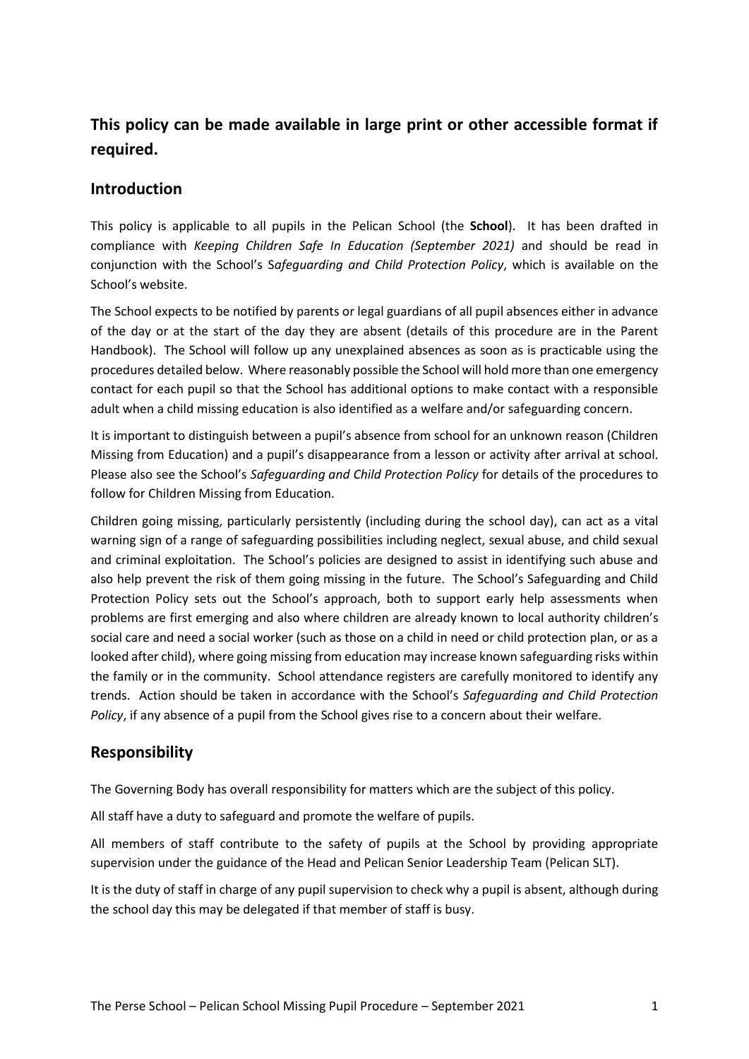**This policy can be made available in large print or other accessible format if required.**

## Introduction

This policy is applicable to all pupils in the Pelican School (the **School**). It has been drafted in compliance with *Keeping Children Safe In Education (September 2021)* and should be read in conjunction with the School's S*afeguarding and Child Protection Policy*, which is available on the School's website.

The School expects to be notified by parents or legal guardians of all pupil absences either in advance of the day or at the start of the day they are absent (details of this procedure are in the Parent Handbook). The School will follow up any unexplained absences as soon as is practicable using the procedures detailed below. Where reasonably possible the School will hold more than one emergency contact for each pupil so that the School has additional options to make contact with a responsible adult when a child missing education is also identified as a welfare and/or safeguarding concern.

It is important to distinguish between a pupil's absence from school for an unknown reason (Children Missing from Education) and a pupil's disappearance from a lesson or activity after arrival at school. Please also see the School's *Safeguarding and Child Protection Policy* for details of the procedures to follow for Children Missing from Education.

Children going missing, particularly persistently (including during the school day), can act as a vital warning sign of a range of safeguarding possibilities including neglect, sexual abuse, and child sexual and criminal exploitation. The School's policies are designed to assist in identifying such abuse and also help prevent the risk of them going missing in the future. The School's Safeguarding and Child Protection Policy sets out the School's approach, both to support early help assessments when problems are first emerging and also where children are already known to local authority children's social care and need a social worker (such as those on a child in need or child protection plan, or as a looked after child), where going missing from education may increase known safeguarding risks within the family or in the community. School attendance registers are carefully monitored to identify any trends. Action should be taken in accordance with the School's *Safeguarding and Child Protection Policy*, if any absence of a pupil from the School gives rise to a concern about their welfare.

## Responsibility

The Governing Body has overall responsibility for matters which are the subject of this policy.

All staff have a duty to safeguard and promote the welfare of pupils.

All members of staff contribute to the safety of pupils at the School by providing appropriate supervision under the guidance of the Head and Pelican Senior Leadership Team (Pelican SLT).

It is the duty of staff in charge of any pupil supervision to check why a pupil is absent, although during the school day this may be delegated if that member of staff is busy.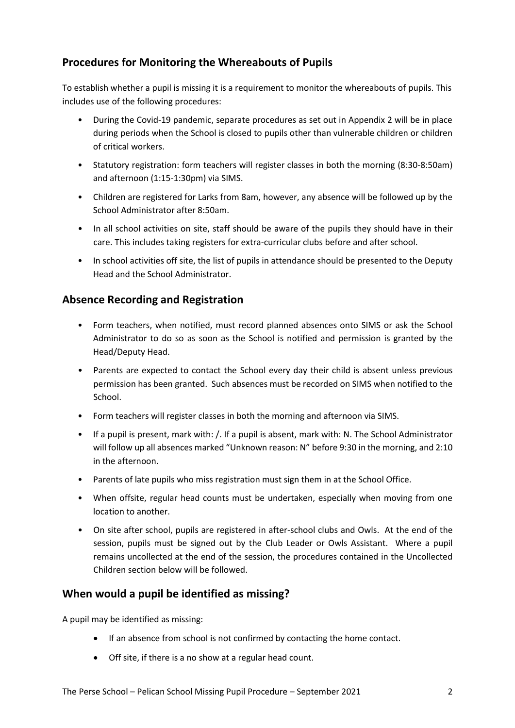## Procedures for Monitoring the Whereabouts of Pupils

To establish whether a pupil is missing it is a requirement to monitor the whereabouts of pupils. This includes use of the following procedures:

- During the Covid-19 pandemic, separate procedures as set out in Appendix 2 will be in place during periods when the School is closed to pupils other than vulnerable children or children of critical workers.
- Statutory registration: form teachers will register classes in both the morning (8:30-8:50am) and afternoon (1:15-1:30pm) via SIMS.
- Children are registered for Larks from 8am, however, any absence will be followed up by the School Administrator after 8:50am.
- In all school activities on site, staff should be aware of the pupils they should have in their care. This includes taking registers for extra-curricular clubs before and after school.
- In school activities off site, the list of pupils in attendance should be presented to the Deputy Head and the School Administrator.

## Absence Recording and Registration

- Form teachers, when notified, must record planned absences onto SIMS or ask the School Administrator to do so as soon as the School is notified and permission is granted by the Head/Deputy Head.
- Parents are expected to contact the School every day their child is absent unless previous permission has been granted. Such absences must be recorded on SIMS when notified to the School.
- Form teachers will register classes in both the morning and afternoon via SIMS.
- If a pupil is present, mark with: /. If a pupil is absent, mark with: N. The School Administrator will follow up all absences marked "Unknown reason: N" before 9:30 in the morning, and 2:10 in the afternoon.
- Parents of late pupils who miss registration must sign them in at the School Office.
- When offsite, regular head counts must be undertaken, especially when moving from one location to another.
- On site after school, pupils are registered in after-school clubs and Owls. At the end of the session, pupils must be signed out by the Club Leader or Owls Assistant. Where a pupil remains uncollected at the end of the session, the procedures contained in the Uncollected Children section below will be followed.

## When would a pupil be identified as missing?

A pupil may be identified as missing:

- If an absence from school is not confirmed by contacting the home contact.
- Off site, if there is a no show at a regular head count.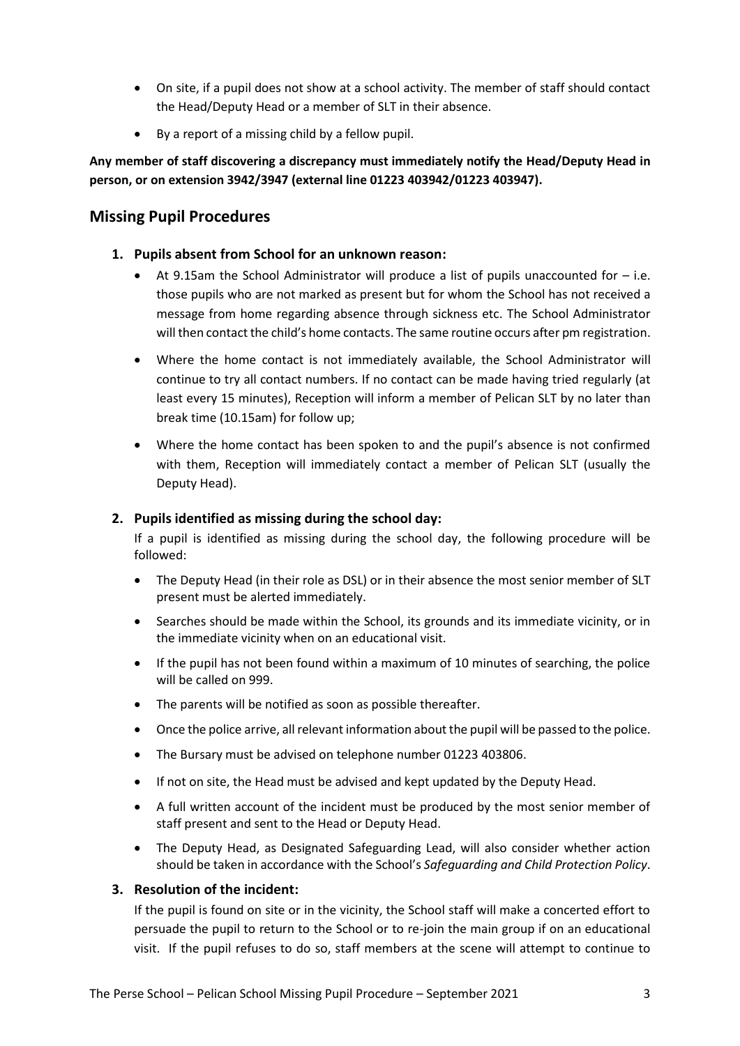- On site, if a pupil does not show at a school activity. The member of staff should contact the Head/Deputy Head or a member of SLT in their absence.
- By a report of a missing child by a fellow pupil.

**Any member of staff discovering a discrepancy must immediately notify the Head/Deputy Head in person, or on extension 3942/3947 (external line 01223 403942/01223 403947).**

## Missing Pupil Procedures

1. **Pupils absent from School for an unknown reason:**
   - At 9.15am the School Administrator will produce a list of pupils unaccounted for – i.e. those pupils who are not marked as present but for whom the School has not received a message from home regarding absence through sickness etc. The School Administrator will then contact the child's home contacts. The same routine occurs after pm registration.
   - Where the home contact is not immediately available, the School Administrator will continue to try all contact numbers. If no contact can be made having tried regularly (at least every 15 minutes), Reception will inform a member of Pelican SLT by no later than break time (10.15am) for follow up;
   - Where the home contact has been spoken to and the pupil's absence is not confirmed with them, Reception will immediately contact a member of Pelican SLT (usually the Deputy Head).

2. **Pupils identified as missing during the school day:**

   If a pupil is identified as missing during the school day, the following procedure will be followed:
   - The Deputy Head (in their role as DSL) or in their absence the most senior member of SLT present must be alerted immediately.
   - Searches should be made within the School, its grounds and its immediate vicinity, or in the immediate vicinity when on an educational visit.
   - If the pupil has not been found within a maximum of 10 minutes of searching, the police will be called on 999.
   - The parents will be notified as soon as possible thereafter.
   - Once the police arrive, all relevant information about the pupil will be passed to the police.
   - The Bursary must be advised on telephone number 01223 403806.
   - If not on site, the Head must be advised and kept updated by the Deputy Head.
   - A full written account of the incident must be produced by the most senior member of staff present and sent to the Head or Deputy Head.
   - The Deputy Head, as Designated Safeguarding Lead, will also consider whether action should be taken in accordance with the School's *Safeguarding and Child Protection Policy*.

3. **Resolution of the incident:**

   If the pupil is found on site or in the vicinity, the School staff will make a concerted effort to persuade the pupil to return to the School or to re-join the main group if on an educational visit. If the pupil refuses to do so, staff members at the scene will attempt to continue to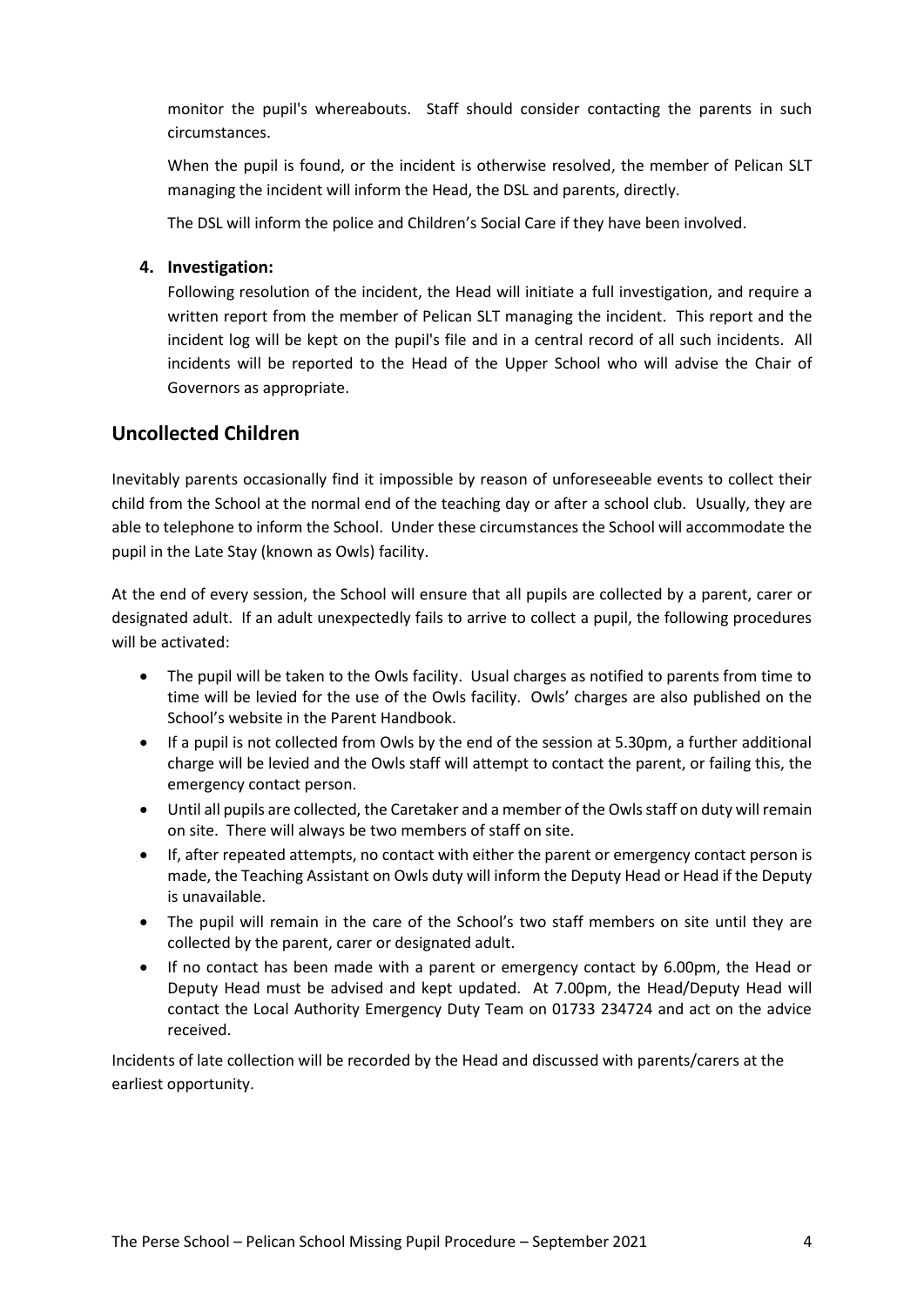monitor the pupil's whereabouts. Staff should consider contacting the parents in such circumstances.

When the pupil is found, or the incident is otherwise resolved, the member of Pelican SLT managing the incident will inform the Head, the DSL and parents, directly.

The DSL will inform the police and Children's Social Care if they have been involved.

4. **Investigation:**

   Following resolution of the incident, the Head will initiate a full investigation, and require a written report from the member of Pelican SLT managing the incident. This report and the incident log will be kept on the pupil's file and in a central record of all such incidents. All incidents will be reported to the Head of the Upper School who will advise the Chair of Governors as appropriate.

## Uncollected Children

Inevitably parents occasionally find it impossible by reason of unforeseeable events to collect their child from the School at the normal end of the teaching day or after a school club. Usually, they are able to telephone to inform the School. Under these circumstances the School will accommodate the pupil in the Late Stay (known as Owls) facility.

At the end of every session, the School will ensure that all pupils are collected by a parent, carer or designated adult. If an adult unexpectedly fails to arrive to collect a pupil, the following procedures will be activated:

- The pupil will be taken to the Owls facility. Usual charges as notified to parents from time to time will be levied for the use of the Owls facility. Owls' charges are also published on the School's website in the Parent Handbook.
- If a pupil is not collected from Owls by the end of the session at 5.30pm, a further additional charge will be levied and the Owls staff will attempt to contact the parent, or failing this, the emergency contact person.
- Until all pupils are collected, the Caretaker and a member of the Owls staff on duty will remain on site. There will always be two members of staff on site.
- If, after repeated attempts, no contact with either the parent or emergency contact person is made, the Teaching Assistant on Owls duty will inform the Deputy Head or Head if the Deputy is unavailable.
- The pupil will remain in the care of the School's two staff members on site until they are collected by the parent, carer or designated adult.
- If no contact has been made with a parent or emergency contact by 6.00pm, the Head or Deputy Head must be advised and kept updated. At 7.00pm, the Head/Deputy Head will contact the Local Authority Emergency Duty Team on 01733 234724 and act on the advice received.

Incidents of late collection will be recorded by the Head and discussed with parents/carers at the earliest opportunity.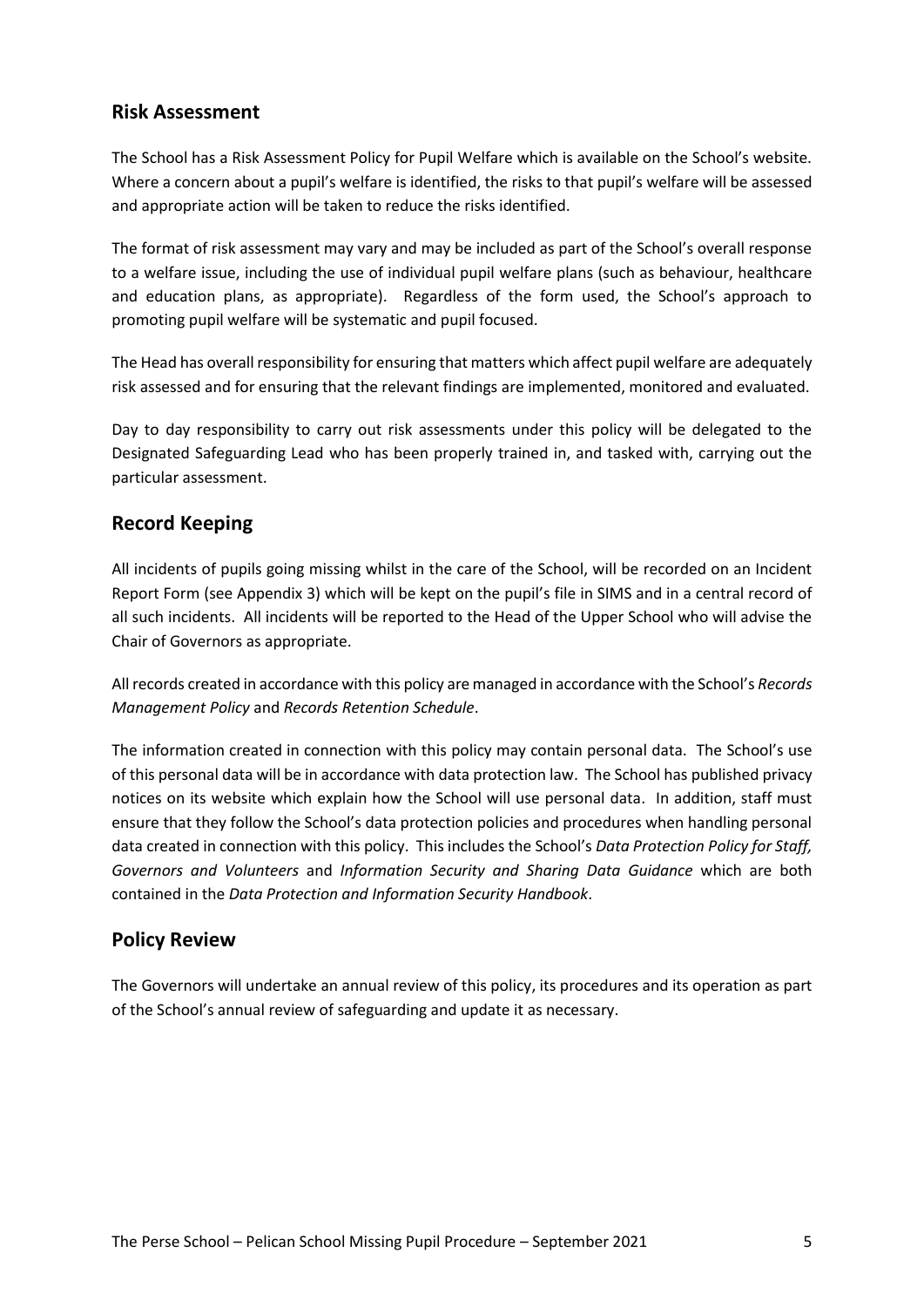## Risk Assessment

The School has a Risk Assessment Policy for Pupil Welfare which is available on the School's website. Where a concern about a pupil's welfare is identified, the risks to that pupil's welfare will be assessed and appropriate action will be taken to reduce the risks identified.

The format of risk assessment may vary and may be included as part of the School's overall response to a welfare issue, including the use of individual pupil welfare plans (such as behaviour, healthcare and education plans, as appropriate). Regardless of the form used, the School's approach to promoting pupil welfare will be systematic and pupil focused.

The Head has overall responsibility for ensuring that matters which affect pupil welfare are adequately risk assessed and for ensuring that the relevant findings are implemented, monitored and evaluated.

Day to day responsibility to carry out risk assessments under this policy will be delegated to the Designated Safeguarding Lead who has been properly trained in, and tasked with, carrying out the particular assessment.

## Record Keeping

All incidents of pupils going missing whilst in the care of the School, will be recorded on an Incident Report Form (see Appendix 3) which will be kept on the pupil's file in SIMS and in a central record of all such incidents. All incidents will be reported to the Head of the Upper School who will advise the Chair of Governors as appropriate.

All records created in accordance with this policy are managed in accordance with the School's *Records Management Policy* and *Records Retention Schedule*.

The information created in connection with this policy may contain personal data. The School's use of this personal data will be in accordance with data protection law. The School has published privacy notices on its website which explain how the School will use personal data. In addition, staff must ensure that they follow the School's data protection policies and procedures when handling personal data created in connection with this policy. This includes the School's *Data Protection Policy for Staff, Governors and Volunteers* and *Information Security and Sharing Data Guidance* which are both contained in the *Data Protection and Information Security Handbook*.

## Policy Review

The Governors will undertake an annual review of this policy, its procedures and its operation as part of the School's annual review of safeguarding and update it as necessary.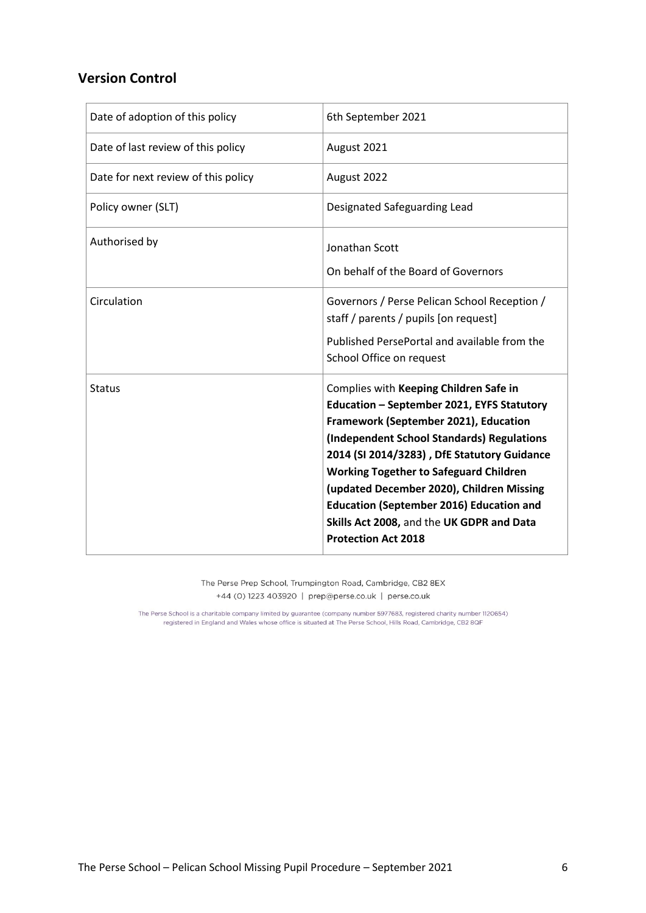## Version Control

| | |
|---|---|
| Date of adoption of this policy | 6th September 2021 |
| Date of last review of this policy | August 2021 |
| Date for next review of this policy | August 2022 |
| Policy owner (SLT) | Designated Safeguarding Lead |
| Authorised by | Jonathan Scott<br><br>On behalf of the Board of Governors |
| Circulation | Governors / Perse Pelican School Reception / staff / parents / pupils [on request]<br><br>Published PersePortal and available from the School Office on request |
| Status | Complies with **Keeping Children Safe in Education – September 2021, EYFS Statutory Framework (September 2021), Education (Independent School Standards) Regulations 2014 (SI 2014/3283) , DfE Statutory Guidance Working Together to Safeguard Children (updated December 2020), Children Missing Education (September 2016) Education and Skills Act 2008,** and the **UK GDPR and Data Protection Act 2018** |

The Perse Prep School, Trumpington Road, Cambridge, CB2 8EX
+44 (0) 1223 403920 | prep@perse.co.uk | perse.co.uk

The Perse School is a charitable company limited by guarantee (company number 5977683, registered charity number 1120654) registered in England and Wales whose office is situated at The Perse School, Hills Road, Cambridge, CB2 8QF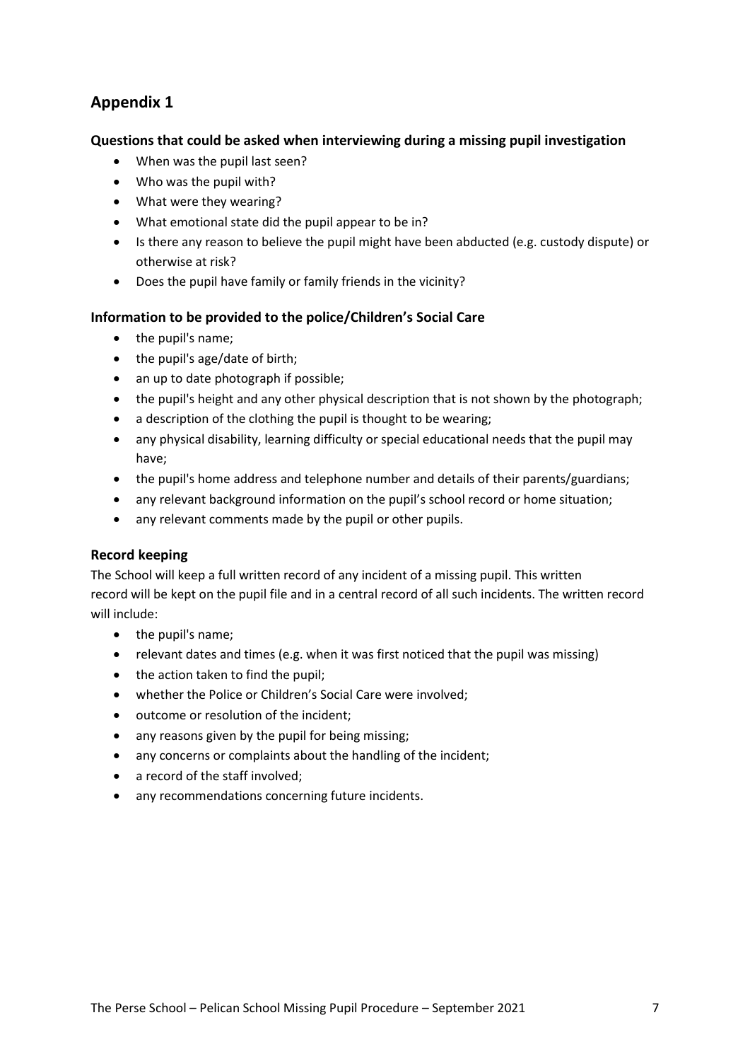## Appendix 1

### Questions that could be asked when interviewing during a missing pupil investigation

- When was the pupil last seen?
- Who was the pupil with?
- What were they wearing?
- What emotional state did the pupil appear to be in?
- Is there any reason to believe the pupil might have been abducted (e.g. custody dispute) or otherwise at risk?
- Does the pupil have family or family friends in the vicinity?

### Information to be provided to the police/Children's Social Care

- the pupil's name;
- the pupil's age/date of birth;
- an up to date photograph if possible;
- the pupil's height and any other physical description that is not shown by the photograph;
- a description of the clothing the pupil is thought to be wearing;
- any physical disability, learning difficulty or special educational needs that the pupil may have;
- the pupil's home address and telephone number and details of their parents/guardians;
- any relevant background information on the pupil's school record or home situation;
- any relevant comments made by the pupil or other pupils.

### Record keeping

The School will keep a full written record of any incident of a missing pupil. This written record will be kept on the pupil file and in a central record of all such incidents. The written record will include:

- the pupil's name;
- relevant dates and times (e.g. when it was first noticed that the pupil was missing)
- the action taken to find the pupil;
- whether the Police or Children's Social Care were involved;
- outcome or resolution of the incident;
- any reasons given by the pupil for being missing;
- any concerns or complaints about the handling of the incident;
- a record of the staff involved;
- any recommendations concerning future incidents.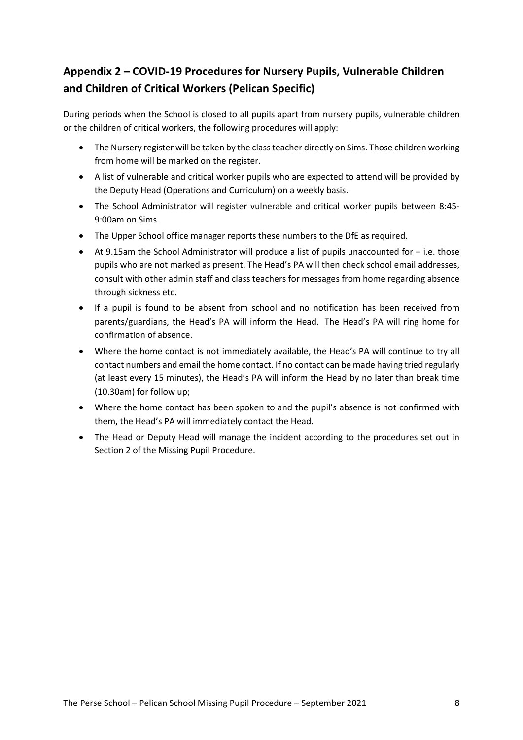## Appendix 2 – COVID-19 Procedures for Nursery Pupils, Vulnerable Children and Children of Critical Workers (Pelican Specific)

During periods when the School is closed to all pupils apart from nursery pupils, vulnerable children or the children of critical workers, the following procedures will apply:

- The Nursery register will be taken by the class teacher directly on Sims. Those children working from home will be marked on the register.
- A list of vulnerable and critical worker pupils who are expected to attend will be provided by the Deputy Head (Operations and Curriculum) on a weekly basis.
- The School Administrator will register vulnerable and critical worker pupils between 8:45-9:00am on Sims.
- The Upper School office manager reports these numbers to the DfE as required.
- At 9.15am the School Administrator will produce a list of pupils unaccounted for – i.e. those pupils who are not marked as present. The Head's PA will then check school email addresses, consult with other admin staff and class teachers for messages from home regarding absence through sickness etc.
- If a pupil is found to be absent from school and no notification has been received from parents/guardians, the Head's PA will inform the Head. The Head's PA will ring home for confirmation of absence.
- Where the home contact is not immediately available, the Head's PA will continue to try all contact numbers and email the home contact. If no contact can be made having tried regularly (at least every 15 minutes), the Head's PA will inform the Head by no later than break time (10.30am) for follow up;
- Where the home contact has been spoken to and the pupil's absence is not confirmed with them, the Head's PA will immediately contact the Head.
- The Head or Deputy Head will manage the incident according to the procedures set out in Section 2 of the Missing Pupil Procedure.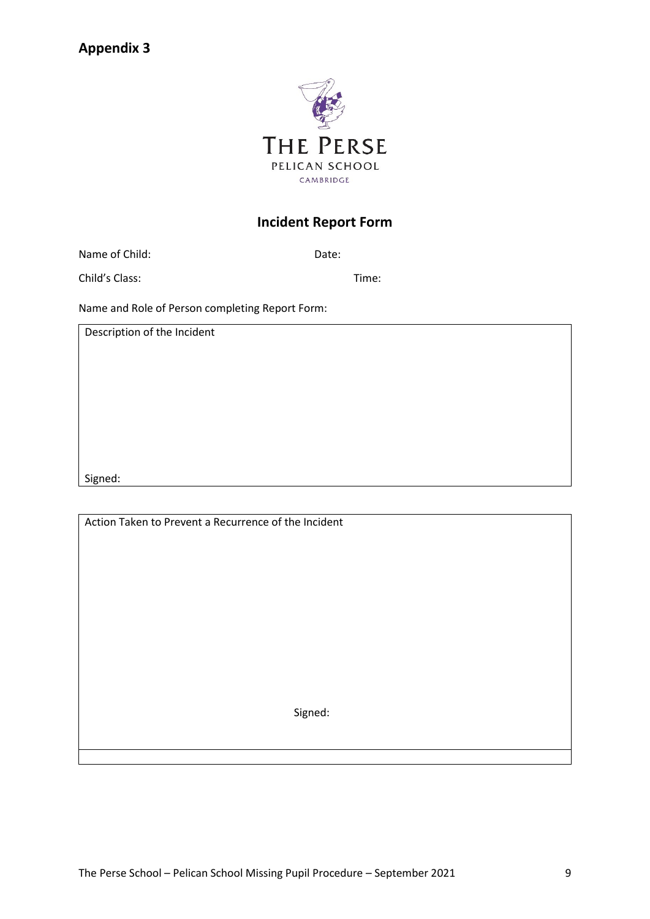# Appendix 3

THE PERSE
PELICAN SCHOOL
CAMBRIDGE

## Incident Report Form

Name of Child: Date:

Child's Class: Time:

Name and Role of Person completing Report Form:

| Description of the Incident |
|---|
| Signed: |

| Action Taken to Prevent a Recurrence of the Incident |
|---|
| Signed: |
| |